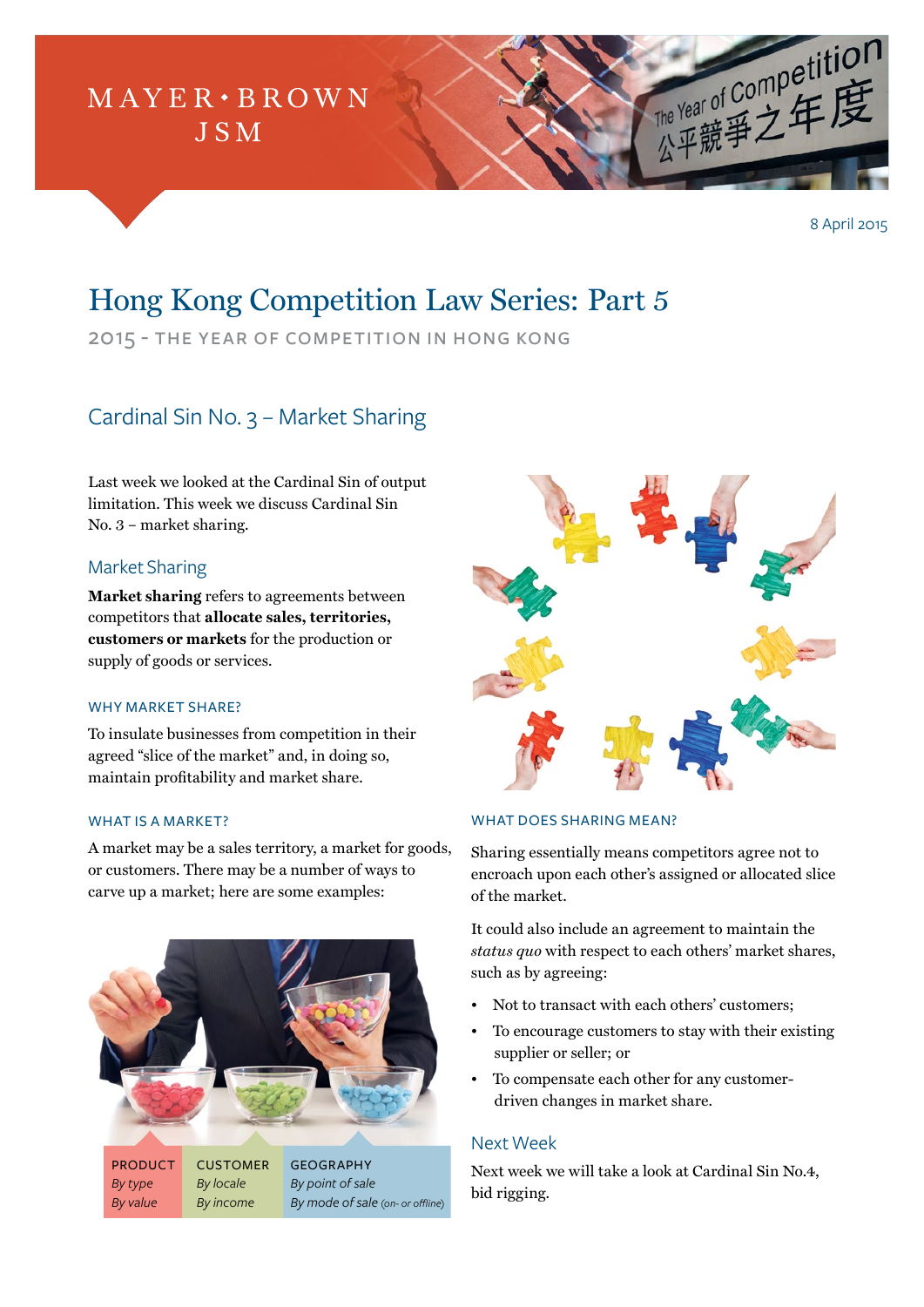MAYER • BROWN JSM

8 April 2015

# Hong Kong Competition Law Series: Part 5

2015 - THE YEAR OF COMPETITION IN HONG KONG

## Cardinal Sin No. 3 – Market Sharing

Last week we looked at the Cardinal Sin of output limitation. This week we discuss Cardinal Sin No. 3 – market sharing.

### Market Sharing

**Market sharing** refers to agreements between competitors that **allocate sales, territories, customers or markets** for the production or supply of goods or services.

#### WHY MARKET SHARE?

To insulate businesses from competition in their agreed "slice of the market" and, in doing so, maintain profitability and market share.

#### WHAT IS A MARKET?

A market may be a sales territory, a market for goods, or customers. There may be a number of ways to carve up a market; here are some examples:

| PRODUCT | CUSTOMER | GEOGRAPHY |
|---|---|---|
| *By type* | *By locale* | *By point of sale* |
| *By value* | *By income* | *By mode of sale* (on- or offline) |

#### WHAT DOES SHARING MEAN?

Sharing essentially means competitors agree not to encroach upon each other's assigned or allocated slice of the market.

It could also include an agreement to maintain the *status quo* with respect to each others' market shares, such as by agreeing:

- Not to transact with each others' customers;
- To encourage customers to stay with their existing supplier or seller; or
- To compensate each other for any customer-driven changes in market share.

### Next Week

Next week we will take a look at Cardinal Sin No.4, bid rigging.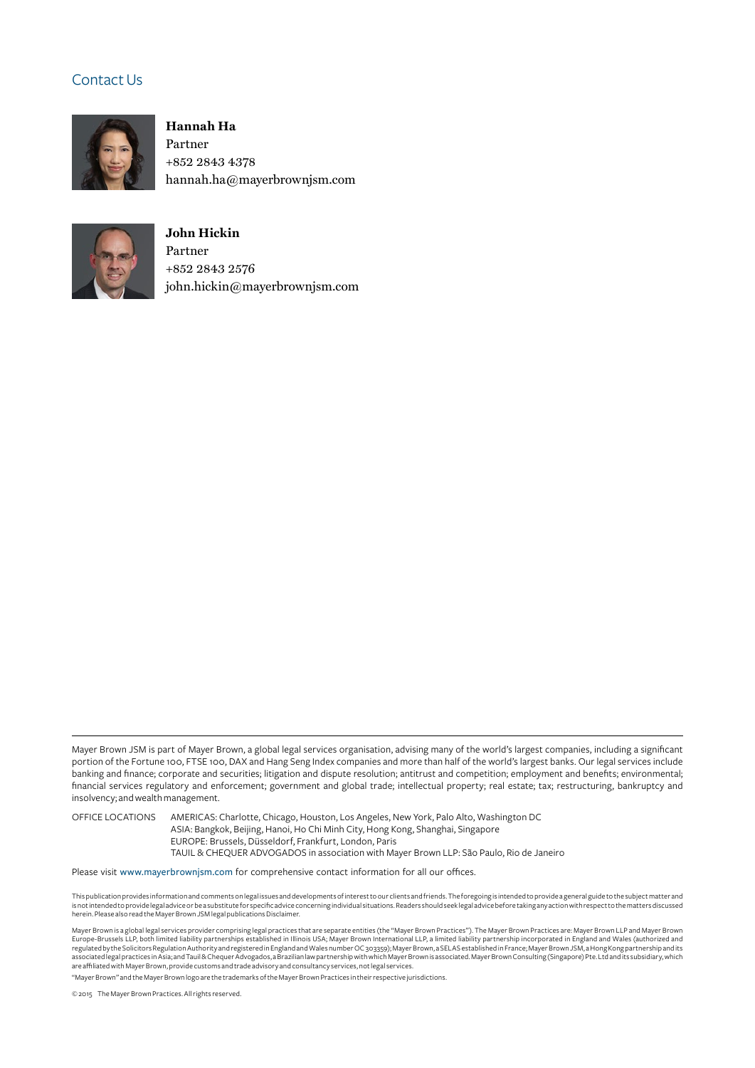## Contact Us

**Hannah Ha**
Partner
+852 2843 4378
hannah.ha@mayerbrownjsm.com

**John Hickin**
Partner
+852 2843 2576
john.hickin@mayerbrownjsm.com

---

Mayer Brown JSM is part of Mayer Brown, a global legal services organisation, advising many of the world's largest companies, including a significant portion of the Fortune 100, FTSE 100, DAX and Hang Seng Index companies and more than half of the world's largest banks. Our legal services include banking and finance; corporate and securities; litigation and dispute resolution; antitrust and competition; employment and benefits; environmental; financial services regulatory and enforcement; government and global trade; intellectual property; real estate; tax; restructuring, bankruptcy and insolvency; and wealth management.

OFFICE LOCATIONS AMERICAS: Charlotte, Chicago, Houston, Los Angeles, New York, Palo Alto, Washington DC
ASIA: Bangkok, Beijing, Hanoi, Ho Chi Minh City, Hong Kong, Shanghai, Singapore
EUROPE: Brussels, Düsseldorf, Frankfurt, London, Paris
TAUIL & CHEQUER ADVOGADOS in association with Mayer Brown LLP: São Paulo, Rio de Janeiro

Please visit www.mayerbrownjsm.com for comprehensive contact information for all our offices.

This publication provides information and comments on legal issues and developments of interest to our clients and friends. The foregoing is intended to provide a general guide to the subject matter and is not intended to provide legal advice or be a substitute for specific advice concerning individual situations. Readers should seek legal advice before taking any action with respect to the matters discussed herein. Please also read the Mayer Brown JSM legal publications Disclaimer.

Mayer Brown is a global legal services provider comprising legal practices that are separate entities (the "Mayer Brown Practices"). The Mayer Brown Practices are: Mayer Brown LLP and Mayer Brown Europe-Brussels LLP, both limited liability partnerships established in Illinois USA; Mayer Brown International LLP, a limited liability partnership incorporated in England and Wales (authorized and regulated by the Solicitors Regulation Authority and registered in England and Wales number OC 303359); Mayer Brown, a SELAS established in France; Mayer Brown JSM, a Hong Kong partnership and its associated legal practices in Asia; and Tauil & Chequer Advogados, a Brazilian law partnership with which Mayer Brown is associated. Mayer Brown Consulting (Singapore) Pte. Ltd and its subsidiary, which are affiliated with Mayer Brown, provide customs and trade advisory and consultancy services, not legal services.

"Mayer Brown" and the Mayer Brown logo are the trademarks of the Mayer Brown Practices in their respective jurisdictions.

© 2015 The Mayer Brown Practices. All rights reserved.